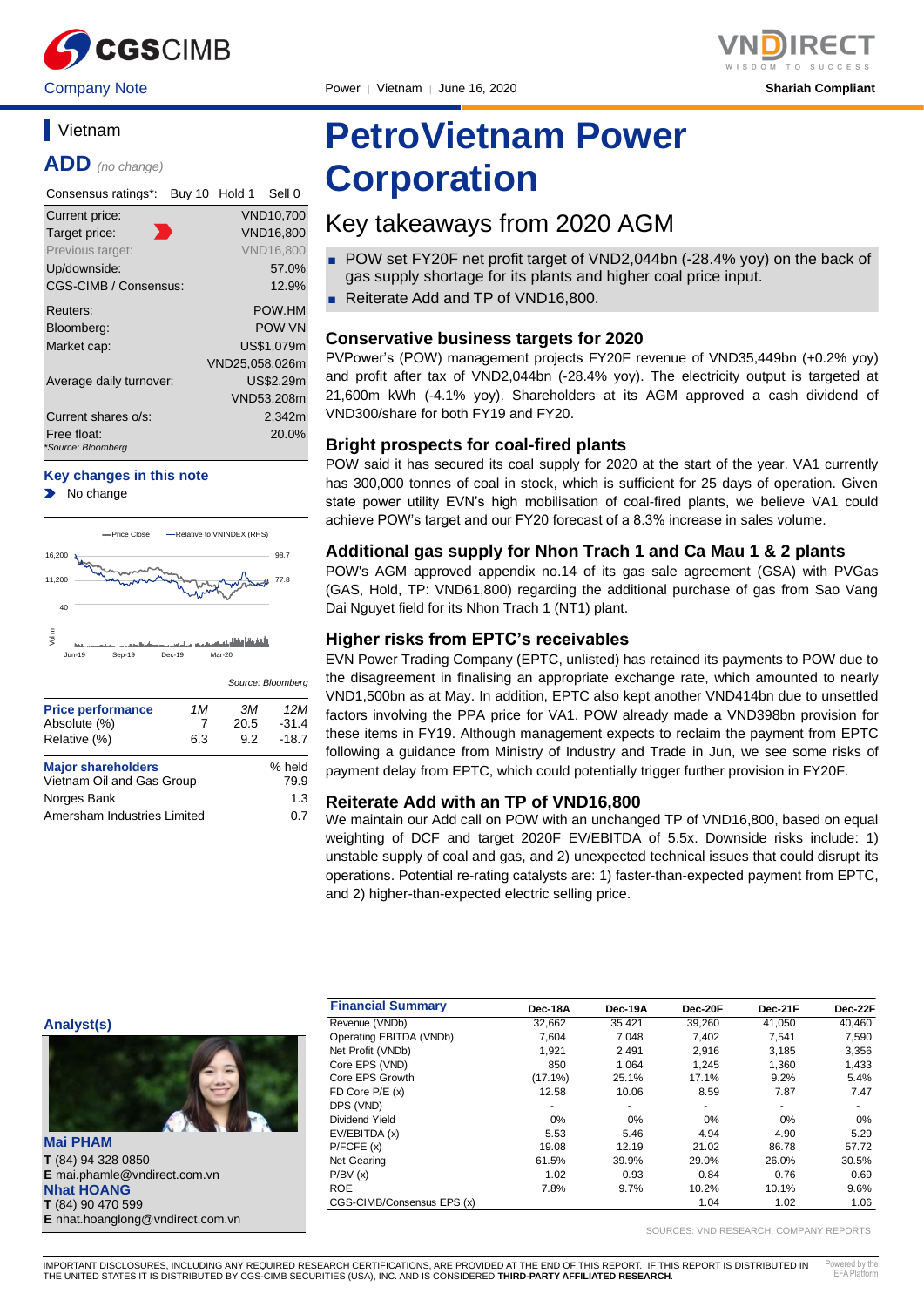Company Note | Power | Vietnam | June 16, 2020 | Shariah Compliant

## Vietnam

**ADD** *(no change)*

| Consensus ratings*: | Buy 10 | Hold 1 | Sell 0 |
|---|---|---|---|

| | |
|---|---|
| Current price: | VND10,700 |
| Target price: | VND16,800 |
| Previous target: | VND16,800 |
| Up/downside: | 57.0% |
| CGS-CIMB / Consensus: | 12.9% |
| Reuters: | POW.HM |
| Bloomberg: | POW VN |
| Market cap: | US$1,079m |
| | VND25,058,026m |
| Average daily turnover: | US$2.29m |
| | VND53,208m |
| Current shares o/s: | 2,342m |
| Free float: | 20.0% |

*Source: Bloomberg

**Key changes in this note**

- No change

Source: Bloomberg

| Price performance | 1M | 3M | 12M |
|---|---|---|---|
| Absolute (%) | 7 | 20.5 | -31.4 |
| Relative (%) | 6.3 | 9.2 | -18.7 |

| Major shareholders | % held |
|---|---|
| Vietnam Oil and Gas Group | 79.9 |
| Norges Bank | 1.3 |
| Amersham Industries Limited | 0.7 |

# PetroVietnam Power Corporation

## Key takeaways from 2020 AGM

- POW set FY20F net profit target of VND2,044bn (-28.4% yoy) on the back of gas supply shortage for its plants and higher coal price input.
- Reiterate Add and TP of VND16,800.

### Conservative business targets for 2020

PVPower's (POW) management projects FY20F revenue of VND35,449bn (+0.2% yoy) and profit after tax of VND2,044bn (-28.4% yoy). The electricity output is targeted at 21,600m kWh (-4.1% yoy). Shareholders at its AGM approved a cash dividend of VND300/share for both FY19 and FY20.

### Bright prospects for coal-fired plants

POW said it has secured its coal supply for 2020 at the start of the year. VA1 currently has 300,000 tonnes of coal in stock, which is sufficient for 25 days of operation. Given state power utility EVN's high mobilisation of coal-fired plants, we believe VA1 could achieve POW's target and our FY20 forecast of a 8.3% increase in sales volume.

### Additional gas supply for Nhon Trach 1 and Ca Mau 1 & 2 plants

POW's AGM approved appendix no.14 of its gas sale agreement (GSA) with PVGas (GAS, Hold, TP: VND61,800) regarding the additional purchase of gas from Sao Vang Dai Nguyet field for its Nhon Trach 1 (NT1) plant.

### Higher risks from EPTC's receivables

EVN Power Trading Company (EPTC, unlisted) has retained its payments to POW due to the disagreement in finalising an appropriate exchange rate, which amounted to nearly VND1,500bn as at May. In addition, EPTC also kept another VND414bn due to unsettled factors involving the PPA price for VA1. POW already made a VND398bn provision for these items in FY19. Although management expects to reclaim the payment from EPTC following a guidance from Ministry of Industry and Trade in Jun, we see some risks of payment delay from EPTC, which could potentially trigger further provision in FY20F.

### Reiterate Add with an TP of VND16,800

We maintain our Add call on POW with an unchanged TP of VND16,800, based on equal weighting of DCF and target 2020F EV/EBITDA of 5.5x. Downside risks include: 1) unstable supply of coal and gas, and 2) unexpected technical issues that could disrupt its operations. Potential re-rating catalysts are: 1) faster-than-expected payment from EPTC, and 2) higher-than-expected electric selling price.

**Analyst(s)**

**Mai PHAM**
**T** (84) 94 328 0850
**E** mai.phamle@vndirect.com.vn

**Nhat HOANG**
**T** (84) 90 470 599
**E** nhat.hoanglong@vndirect.com.vn

| Financial Summary | Dec-18A | Dec-19A | Dec-20F | Dec-21F | Dec-22F |
|---|---|---|---|---|---|
| Revenue (VNDb) | 32,662 | 35,421 | 39,260 | 41,050 | 40,460 |
| Operating EBITDA (VNDb) | 7,604 | 7,048 | 7,402 | 7,541 | 7,590 |
| Net Profit (VNDb) | 1,921 | 2,491 | 2,916 | 3,185 | 3,356 |
| Core EPS (VND) | 850 | 1,064 | 1,245 | 1,360 | 1,433 |
| Core EPS Growth | (17.1%) | 25.1% | 17.1% | 9.2% | 5.4% |
| FD Core P/E (x) | 12.58 | 10.06 | 8.59 | 7.87 | 7.47 |
| DPS (VND) | - | - | - | - | - |
| Dividend Yield | 0% | 0% | 0% | 0% | 0% |
| EV/EBITDA (x) | 5.53 | 5.46 | 4.94 | 4.90 | 5.29 |
| P/FCFE (x) | 19.08 | 12.19 | 21.02 | 86.78 | 57.72 |
| Net Gearing | 61.5% | 39.9% | 29.0% | 26.0% | 30.5% |
| P/BV (x) | 1.02 | 0.93 | 0.84 | 0.76 | 0.69 |
| ROE | 7.8% | 9.7% | 10.2% | 10.1% | 9.6% |
| CGS-CIMB/Consensus EPS (x) | | | 1.04 | 1.02 | 1.06 |

SOURCES: VND RESEARCH, COMPANY REPORTS

IMPORTANT DISCLOSURES, INCLUDING ANY REQUIRED RESEARCH CERTIFICATIONS, ARE PROVIDED AT THE END OF THIS REPORT. IF THIS REPORT IS DISTRIBUTED IN THE UNITED STATES IT IS DISTRIBUTED BY CGS-CIMB SECURITIES (USA), INC. AND IS CONSIDERED **THIRD-PARTY AFFILIATED RESEARCH**.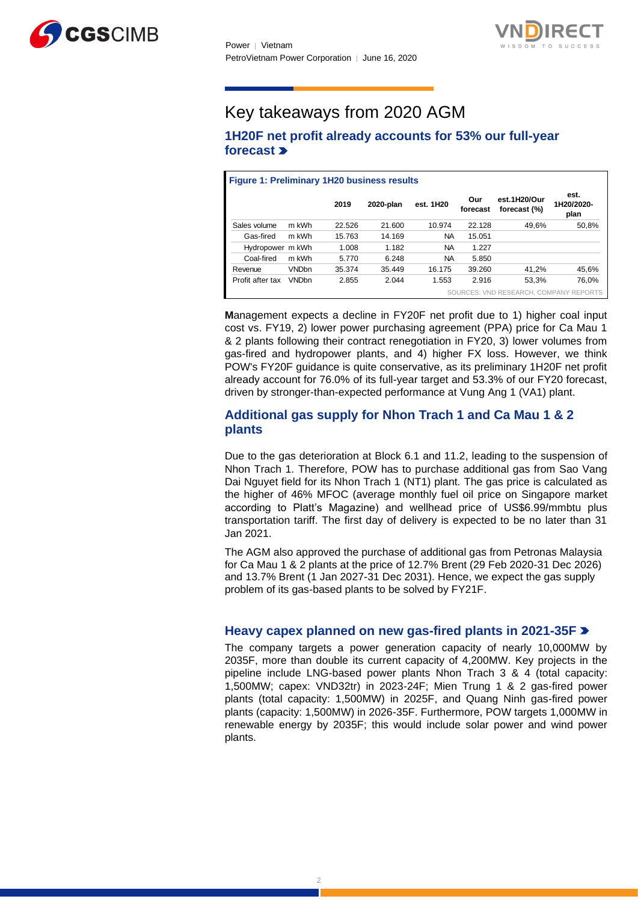# Key takeaways from 2020 AGM

## 1H20F net profit already accounts for 53% our full-year forecast

**Figure 1: Preliminary 1H20 business results**

| | | 2019 | 2020-plan | est. 1H20 | Our forecast | est.1H20/Our forecast (%) | est. 1H20/2020-plan |
|---|---|---|---|---|---|---|---|
| Sales volume | m kWh | 22.526 | 21.600 | 10.974 | 22.128 | 49,6% | 50,8% |
| Gas-fired | m kWh | 15.763 | 14.169 | NA | 15.051 | | |
| Hydropower | m kWh | 1.008 | 1.182 | NA | 1.227 | | |
| Coal-fired | m kWh | 5.770 | 6.248 | NA | 5.850 | | |
| Revenue | VNDbn | 35.374 | 35.449 | 16.175 | 39.260 | 41,2% | 45,6% |
| Profit after tax | VNDbn | 2.855 | 2.044 | 1.553 | 2.916 | 53,3% | 76,0% |

SOURCES: VND RESEARCH, COMPANY REPORTS

**M**anagement expects a decline in FY20F net profit due to 1) higher coal input cost vs. FY19, 2) lower power purchasing agreement (PPA) price for Ca Mau 1 & 2 plants following their contract renegotiation in FY20, 3) lower volumes from gas-fired and hydropower plants, and 4) higher FX loss. However, we think POW's FY20F guidance is quite conservative, as its preliminary 1H20F net profit already account for 76.0% of its full-year target and 53.3% of our FY20 forecast, driven by stronger-than-expected performance at Vung Ang 1 (VA1) plant.

## Additional gas supply for Nhon Trach 1 and Ca Mau 1 & 2 plants

Due to the gas deterioration at Block 6.1 and 11.2, leading to the suspension of Nhon Trach 1. Therefore, POW has to purchase additional gas from Sao Vang Dai Nguyet field for its Nhon Trach 1 (NT1) plant. The gas price is calculated as the higher of 46% MFOC (average monthly fuel oil price on Singapore market according to Platt's Magazine) and wellhead price of US$6.99/mmbtu plus transportation tariff. The first day of delivery is expected to be no later than 31 Jan 2021.

The AGM also approved the purchase of additional gas from Petronas Malaysia for Ca Mau 1 & 2 plants at the price of 12.7% Brent (29 Feb 2020-31 Dec 2026) and 13.7% Brent (1 Jan 2027-31 Dec 2031). Hence, we expect the gas supply problem of its gas-based plants to be solved by FY21F.

## Heavy capex planned on new gas-fired plants in 2021-35F

The company targets a power generation capacity of nearly 10,000MW by 2035F, more than double its current capacity of 4,200MW. Key projects in the pipeline include LNG-based power plants Nhon Trach 3 & 4 (total capacity: 1,500MW; capex: VND32tr) in 2023-24F; Mien Trung 1 & 2 gas-fired power plants (total capacity: 1,500MW) in 2025F, and Quang Ninh gas-fired power plants (capacity: 1,500MW) in 2026-35F. Furthermore, POW targets 1,000MW in renewable energy by 2035F; this would include solar power and wind power plants.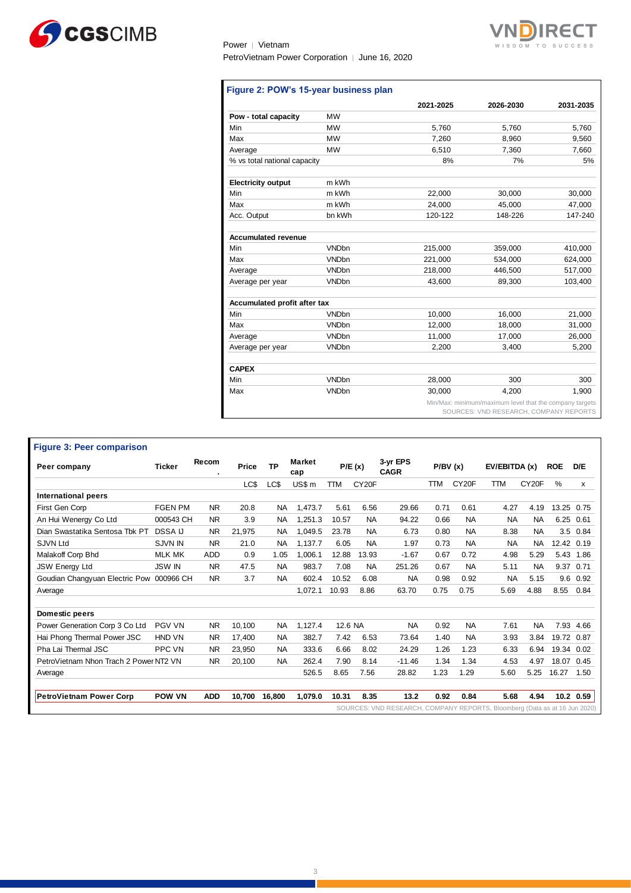### Figure 2: POW's 15-year business plan

| | | 2021-2025 | 2026-2030 | 2031-2035 |
|---|---|---|---|---|
| **Pow - total capacity** | MW | | | |
| Min | MW | 5,760 | 5,760 | 5,760 |
| Max | MW | 7,260 | 8,960 | 9,560 |
| Average | MW | 6,510 | 7,360 | 7,660 |
| % vs total national capacity | | 8% | 7% | 5% |
| | | | | |
| **Electricity output** | m kWh | | | |
| Min | m kWh | 22,000 | 30,000 | 30,000 |
| Max | m kWh | 24,000 | 45,000 | 47,000 |
| Acc. Output | bn kWh | 120-122 | 148-226 | 147-240 |
| | | | | |
| **Accumulated revenue** | | | | |
| Min | VNDbn | 215,000 | 359,000 | 410,000 |
| Max | VNDbn | 221,000 | 534,000 | 624,000 |
| Average | VNDbn | 218,000 | 446,500 | 517,000 |
| Average per year | VNDbn | 43,600 | 89,300 | 103,400 |
| | | | | |
| **Accumulated profit after tax** | | | | |
| Min | VNDbn | 10,000 | 16,000 | 21,000 |
| Max | VNDbn | 12,000 | 18,000 | 31,000 |
| Average | VNDbn | 11,000 | 17,000 | 26,000 |
| Average per year | VNDbn | 2,200 | 3,400 | 5,200 |
| | | | | |
| **CAPEX** | | | | |
| Min | VNDbn | 28,000 | 300 | 300 |
| Max | VNDbn | 30,000 | 4,200 | 1,900 |

Min/Max: minimum/maximum level that the company targets

SOURCES: VND RESEARCH, COMPANY REPORTS

### Figure 3: Peer comparison

| Peer company | Ticker | Recom. | Price | TP | Market cap | P/E (x) | | 3-yr EPS CAGR | P/BV (x) | | EV/EBITDA (x) | | ROE | D/E |
|---|---|---|---|---|---|---|---|---|---|---|---|---|---|---|
| | | | LC$ | LC$ | US$ m | TTM | CY20F | | TTM | CY20F | TTM | CY20F | % | x |
| **International peers** | | | | | | | | | | | | | | |
| First Gen Corp | FGEN PM | NR | 20.8 | NA | 1,473.7 | 5.61 | 6.56 | 29.66 | 0.71 | 0.61 | 4.27 | 4.19 | 13.25 | 0.75 |
| An Hui Wenergy Co Ltd | 000543 CH | NR | 3.9 | NA | 1,251.3 | 10.57 | NA | 94.22 | 0.66 | NA | NA | NA | 6.25 | 0.61 |
| Dian Swastatika Sentosa Tbk PT | DSSA IJ | NR | 21,975 | NA | 1,049.5 | 23.78 | NA | 6.73 | 0.80 | NA | 8.38 | NA | 3.5 | 0.84 |
| SJVN Ltd | SJVN IN | NR | 21.0 | NA | 1,137.7 | 6.05 | NA | 1.97 | 0.73 | NA | NA | NA | 12.42 | 0.19 |
| Malakoff Corp Bhd | MLK MK | ADD | 0.9 | 1.05 | 1,006.1 | 12.88 | 13.93 | -1.67 | 0.67 | 0.72 | 4.98 | 5.29 | 5.43 | 1.86 |
| JSW Energy Ltd | JSW IN | NR | 47.5 | NA | 983.7 | 7.08 | NA | 251.26 | 0.67 | NA | 5.11 | NA | 9.37 | 0.71 |
| Goudian Changyuan Electric Pow | 000966 CH | NR | 3.7 | NA | 602.4 | 10.52 | 6.08 | NA | 0.98 | 0.92 | NA | 5.15 | 9.6 | 0.92 |
| Average | | | | | 1,072.1 | 10.93 | 8.86 | 63.70 | 0.75 | 0.75 | 5.69 | 4.88 | 8.55 | 0.84 |
| | | | | | | | | | | | | | | |
| **Domestic peers** | | | | | | | | | | | | | | |
| Power Generation Corp 3 Co Ltd | PGV VN | NR | 10,100 | NA | 1,127.4 | 12.6 | NA | NA | 0.92 | NA | 7.61 | NA | 7.93 | 4.66 |
| Hai Phong Thermal Power JSC | HND VN | NR | 17,400 | NA | 382.7 | 7.42 | 6.53 | 73.64 | 1.40 | NA | 3.93 | 3.84 | 19.72 | 0.87 |
| Pha Lai Thermal JSC | PPC VN | NR | 23,950 | NA | 333.6 | 6.66 | 8.02 | 24.29 | 1.26 | 1.23 | 6.33 | 6.94 | 19.34 | 0.02 |
| PetroVietnam Nhon Trach 2 Power | NT2 VN | NR | 20,100 | NA | 262.4 | 7.90 | 8.14 | -11.46 | 1.34 | 1.34 | 4.53 | 4.97 | 18.07 | 0.45 |
| Average | | | | | 526.5 | 8.65 | 7.56 | 28.82 | 1.23 | 1.29 | 5.60 | 5.25 | 16.27 | 1.50 |
| | | | | | | | | | | | | | | |
| **PetroVietnam Power Corp** | **POW VN** | **ADD** | **10,700** | **16,800** | **1,079.0** | **10.31** | **8.35** | **13.2** | **0.92** | **0.84** | **5.68** | **4.94** | **10.2** | **0.59** |

SOURCES: VND RESEARCH, COMPANY REPORTS, Bloomberg (Data as at 16 Jun 2020)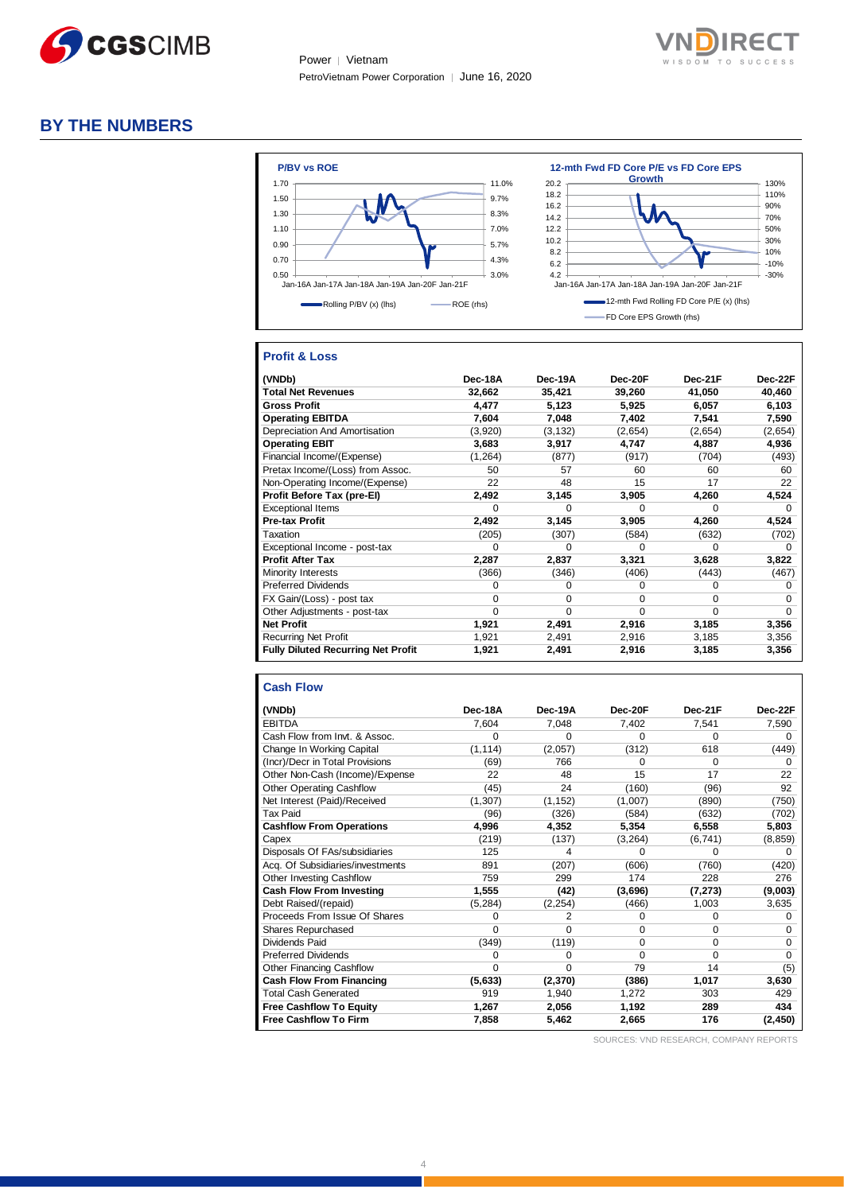## BY THE NUMBERS

**P/BV vs ROE**

Rolling P/BV (x) (lhs) — ROE (rhs)

**12-mth Fwd FD Core P/E vs FD Core EPS Growth**

12-mth Fwd Rolling FD Core P/E (x) (lhs) — FD Core EPS Growth (rhs)

### Profit & Loss

| (VNDb) | Dec-18A | Dec-19A | Dec-20F | Dec-21F | Dec-22F |
|---|---|---|---|---|---|
| **Total Net Revenues** | **32,662** | **35,421** | **39,260** | **41,050** | **40,460** |
| **Gross Profit** | **4,477** | **5,123** | **5,925** | **6,057** | **6,103** |
| **Operating EBITDA** | **7,604** | **7,048** | **7,402** | **7,541** | **7,590** |
| Depreciation And Amortisation | (3,920) | (3,132) | (2,654) | (2,654) | (2,654) |
| **Operating EBIT** | **3,683** | **3,917** | **4,747** | **4,887** | **4,936** |
| Financial Income/(Expense) | (1,264) | (877) | (917) | (704) | (493) |
| Pretax Income/(Loss) from Assoc. | 50 | 57 | 60 | 60 | 60 |
| Non-Operating Income/(Expense) | 22 | 48 | 15 | 17 | 22 |
| **Profit Before Tax (pre-EI)** | **2,492** | **3,145** | **3,905** | **4,260** | **4,524** |
| Exceptional Items | 0 | 0 | 0 | 0 | 0 |
| **Pre-tax Profit** | **2,492** | **3,145** | **3,905** | **4,260** | **4,524** |
| Taxation | (205) | (307) | (584) | (632) | (702) |
| Exceptional Income - post-tax | 0 | 0 | 0 | 0 | 0 |
| **Profit After Tax** | **2,287** | **2,837** | **3,321** | **3,628** | **3,822** |
| Minority Interests | (366) | (346) | (406) | (443) | (467) |
| Preferred Dividends | 0 | 0 | 0 | 0 | 0 |
| FX Gain/(Loss) - post tax | 0 | 0 | 0 | 0 | 0 |
| Other Adjustments - post-tax | 0 | 0 | 0 | 0 | 0 |
| **Net Profit** | **1,921** | **2,491** | **2,916** | **3,185** | **3,356** |
| Recurring Net Profit | 1,921 | 2,491 | 2,916 | 3,185 | 3,356 |
| **Fully Diluted Recurring Net Profit** | **1,921** | **2,491** | **2,916** | **3,185** | **3,356** |

### Cash Flow

| (VNDb) | Dec-18A | Dec-19A | Dec-20F | Dec-21F | Dec-22F |
|---|---|---|---|---|---|
| EBITDA | 7,604 | 7,048 | 7,402 | 7,541 | 7,590 |
| Cash Flow from Invt. & Assoc. | 0 | 0 | 0 | 0 | 0 |
| Change In Working Capital | (1,114) | (2,057) | (312) | 618 | (449) |
| (Incr)/Decr in Total Provisions | (69) | 766 | 0 | 0 | 0 |
| Other Non-Cash (Income)/Expense | 22 | 48 | 15 | 17 | 22 |
| Other Operating Cashflow | (45) | 24 | (160) | (96) | 92 |
| Net Interest (Paid)/Received | (1,307) | (1,152) | (1,007) | (890) | (750) |
| Tax Paid | (96) | (326) | (584) | (632) | (702) |
| **Cashflow From Operations** | **4,996** | **4,352** | **5,354** | **6,558** | **5,803** |
| Capex | (219) | (137) | (3,264) | (6,741) | (8,859) |
| Disposals Of FAs/subsidiaries | 125 | 4 | 0 | 0 | 0 |
| Acq. Of Subsidiaries/investments | 891 | (207) | (606) | (760) | (420) |
| Other Investing Cashflow | 759 | 299 | 174 | 228 | 276 |
| **Cash Flow From Investing** | **1,555** | **(42)** | **(3,696)** | **(7,273)** | **(9,003)** |
| Debt Raised/(repaid) | (5,284) | (2,254) | (466) | 1,003 | 3,635 |
| Proceeds From Issue Of Shares | 0 | 2 | 0 | 0 | 0 |
| Shares Repurchased | 0 | 0 | 0 | 0 | 0 |
| Dividends Paid | (349) | (119) | 0 | 0 | 0 |
| Preferred Dividends | 0 | 0 | 0 | 0 | 0 |
| Other Financing Cashflow | 0 | 0 | 79 | 14 | (5) |
| **Cash Flow From Financing** | **(5,633)** | **(2,370)** | **(386)** | **1,017** | **3,630** |
| Total Cash Generated | 919 | 1,940 | 1,272 | 303 | 429 |
| **Free Cashflow To Equity** | **1,267** | **2,056** | **1,192** | **289** | **434** |
| **Free Cashflow To Firm** | **7,858** | **5,462** | **2,665** | **176** | **(2,450)** |

SOURCES: VND RESEARCH, COMPANY REPORTS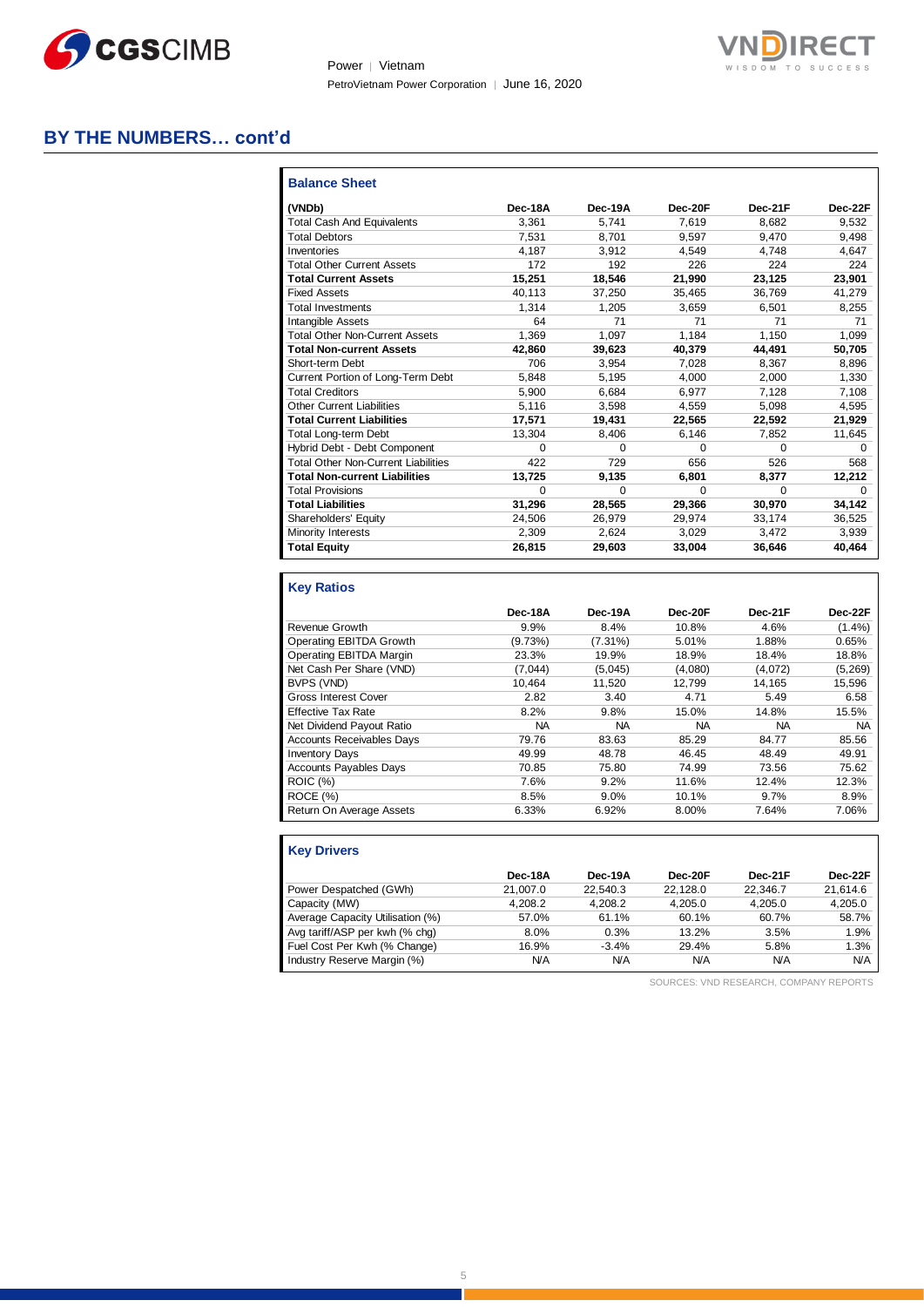## BY THE NUMBERS… cont'd

### Balance Sheet

| (VNDb) | Dec-18A | Dec-19A | Dec-20F | Dec-21F | Dec-22F |
|---|---|---|---|---|---|
| Total Cash And Equivalents | 3,361 | 5,741 | 7,619 | 8,682 | 9,532 |
| Total Debtors | 7,531 | 8,701 | 9,597 | 9,470 | 9,498 |
| Inventories | 4,187 | 3,912 | 4,549 | 4,748 | 4,647 |
| Total Other Current Assets | 172 | 192 | 226 | 224 | 224 |
| **Total Current Assets** | **15,251** | **18,546** | **21,990** | **23,125** | **23,901** |
| Fixed Assets | 40,113 | 37,250 | 35,465 | 36,769 | 41,279 |
| Total Investments | 1,314 | 1,205 | 3,659 | 6,501 | 8,255 |
| Intangible Assets | 64 | 71 | 71 | 71 | 71 |
| Total Other Non-Current Assets | 1,369 | 1,097 | 1,184 | 1,150 | 1,099 |
| **Total Non-current Assets** | **42,860** | **39,623** | **40,379** | **44,491** | **50,705** |
| Short-term Debt | 706 | 3,954 | 7,028 | 8,367 | 8,896 |
| Current Portion of Long-Term Debt | 5,848 | 5,195 | 4,000 | 2,000 | 1,330 |
| Total Creditors | 5,900 | 6,684 | 6,977 | 7,128 | 7,108 |
| Other Current Liabilities | 5,116 | 3,598 | 4,559 | 5,098 | 4,595 |
| **Total Current Liabilities** | **17,571** | **19,431** | **22,565** | **22,592** | **21,929** |
| Total Long-term Debt | 13,304 | 8,406 | 6,146 | 7,852 | 11,645 |
| Hybrid Debt - Debt Component | 0 | 0 | 0 | 0 | 0 |
| Total Other Non-Current Liabilities | 422 | 729 | 656 | 526 | 568 |
| **Total Non-current Liabilities** | **13,725** | **9,135** | **6,801** | **8,377** | **12,212** |
| Total Provisions | 0 | 0 | 0 | 0 | 0 |
| **Total Liabilities** | **31,296** | **28,565** | **29,366** | **30,970** | **34,142** |
| Shareholders' Equity | 24,506 | 26,979 | 29,974 | 33,174 | 36,525 |
| Minority Interests | 2,309 | 2,624 | 3,029 | 3,472 | 3,939 |
| **Total Equity** | **26,815** | **29,603** | **33,004** | **36,646** | **40,464** |

### Key Ratios

| | Dec-18A | Dec-19A | Dec-20F | Dec-21F | Dec-22F |
|---|---|---|---|---|---|
| Revenue Growth | 9.9% | 8.4% | 10.8% | 4.6% | (1.4%) |
| Operating EBITDA Growth | (9.73%) | (7.31%) | 5.01% | 1.88% | 0.65% |
| Operating EBITDA Margin | 23.3% | 19.9% | 18.9% | 18.4% | 18.8% |
| Net Cash Per Share (VND) | (7,044) | (5,045) | (4,080) | (4,072) | (5,269) |
| BVPS (VND) | 10,464 | 11,520 | 12,799 | 14,165 | 15,596 |
| Gross Interest Cover | 2.82 | 3.40 | 4.71 | 5.49 | 6.58 |
| Effective Tax Rate | 8.2% | 9.8% | 15.0% | 14.8% | 15.5% |
| Net Dividend Payout Ratio | NA | NA | NA | NA | NA |
| Accounts Receivables Days | 79.76 | 83.63 | 85.29 | 84.77 | 85.56 |
| Inventory Days | 49.99 | 48.78 | 46.45 | 48.49 | 49.91 |
| Accounts Payables Days | 70.85 | 75.80 | 74.99 | 73.56 | 75.62 |
| ROIC (%) | 7.6% | 9.2% | 11.6% | 12.4% | 12.3% |
| ROCE (%) | 8.5% | 9.0% | 10.1% | 9.7% | 8.9% |
| Return On Average Assets | 6.33% | 6.92% | 8.00% | 7.64% | 7.06% |

### Key Drivers

| | Dec-18A | Dec-19A | Dec-20F | Dec-21F | Dec-22F |
|---|---|---|---|---|---|
| Power Despatched (GWh) | 21,007.0 | 22,540.3 | 22,128.0 | 22,346.7 | 21,614.6 |
| Capacity (MW) | 4,208.2 | 4,208.2 | 4,205.0 | 4,205.0 | 4,205.0 |
| Average Capacity Utilisation (%) | 57.0% | 61.1% | 60.1% | 60.7% | 58.7% |
| Avg tariff/ASP per kwh (% chg) | 8.0% | 0.3% | 13.2% | 3.5% | 1.9% |
| Fuel Cost Per Kwh (% Change) | 16.9% | -3.4% | 29.4% | 5.8% | 1.3% |
| Industry Reserve Margin (%) | N/A | N/A | N/A | N/A | N/A |

SOURCES: VND RESEARCH, COMPANY REPORTS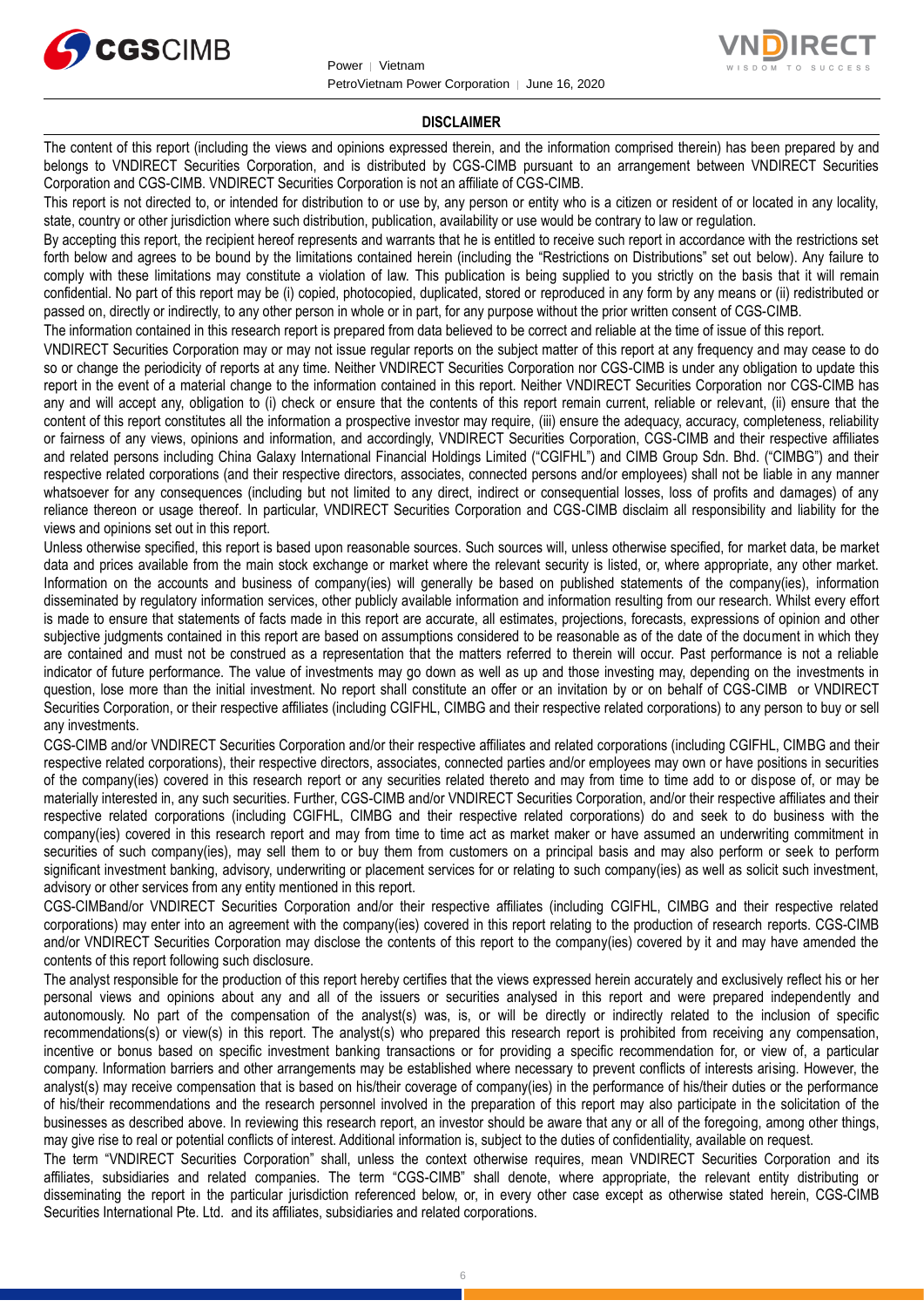## DISCLAIMER

The content of this report (including the views and opinions expressed therein, and the information comprised therein) has been prepared by and belongs to VNDIRECT Securities Corporation, and is distributed by CGS-CIMB pursuant to an arrangement between VNDIRECT Securities Corporation and CGS-CIMB. VNDIRECT Securities Corporation is not an affiliate of CGS-CIMB.

This report is not directed to, or intended for distribution to or use by, any person or entity who is a citizen or resident of or located in any locality, state, country or other jurisdiction where such distribution, publication, availability or use would be contrary to law or regulation.

By accepting this report, the recipient hereof represents and warrants that he is entitled to receive such report in accordance with the restrictions set forth below and agrees to be bound by the limitations contained herein (including the "Restrictions on Distributions" set out below). Any failure to comply with these limitations may constitute a violation of law. This publication is being supplied to you strictly on the basis that it will remain confidential. No part of this report may be (i) copied, photocopied, duplicated, stored or reproduced in any form by any means or (ii) redistributed or passed on, directly or indirectly, to any other person in whole or in part, for any purpose without the prior written consent of CGS-CIMB.

The information contained in this research report is prepared from data believed to be correct and reliable at the time of issue of this report.

VNDIRECT Securities Corporation may or may not issue regular reports on the subject matter of this report at any frequency and may cease to do so or change the periodicity of reports at any time. Neither VNDIRECT Securities Corporation nor CGS-CIMB is under any obligation to update this report in the event of a material change to the information contained in this report. Neither VNDIRECT Securities Corporation nor CGS-CIMB has any and will accept any, obligation to (i) check or ensure that the contents of this report remain current, reliable or relevant, (ii) ensure that the content of this report constitutes all the information a prospective investor may require, (iii) ensure the adequacy, accuracy, completeness, reliability or fairness of any views, opinions and information, and accordingly, VNDIRECT Securities Corporation, CGS-CIMB and their respective affiliates and related persons including China Galaxy International Financial Holdings Limited ("CGIFHL") and CIMB Group Sdn. Bhd. ("CIMBG") and their respective related corporations (and their respective directors, associates, connected persons and/or employees) shall not be liable in any manner whatsoever for any consequences (including but not limited to any direct, indirect or consequential losses, loss of profits and damages) of any reliance thereon or usage thereof. In particular, VNDIRECT Securities Corporation and CGS-CIMB disclaim all responsibility and liability for the views and opinions set out in this report.

Unless otherwise specified, this report is based upon reasonable sources. Such sources will, unless otherwise specified, for market data, be market data and prices available from the main stock exchange or market where the relevant security is listed, or, where appropriate, any other market. Information on the accounts and business of company(ies) will generally be based on published statements of the company(ies), information disseminated by regulatory information services, other publicly available information and information resulting from our research. Whilst every effort is made to ensure that statements of facts made in this report are accurate, all estimates, projections, forecasts, expressions of opinion and other subjective judgments contained in this report are based on assumptions considered to be reasonable as of the date of the document in which they are contained and must not be construed as a representation that the matters referred to therein will occur. Past performance is not a reliable indicator of future performance. The value of investments may go down as well as up and those investing may, depending on the investments in question, lose more than the initial investment. No report shall constitute an offer or an invitation by or on behalf of CGS-CIMB or VNDIRECT Securities Corporation, or their respective affiliates (including CGIFHL, CIMBG and their respective related corporations) to any person to buy or sell any investments.

CGS-CIMB and/or VNDIRECT Securities Corporation and/or their respective affiliates and related corporations (including CGIFHL, CIMBG and their respective related corporations), their respective directors, associates, connected parties and/or employees may own or have positions in securities of the company(ies) covered in this research report or any securities related thereto and may from time to time add to or dispose of, or may be materially interested in, any such securities. Further, CGS-CIMB and/or VNDIRECT Securities Corporation, and/or their respective affiliates and their respective related corporations (including CGIFHL, CIMBG and their respective related corporations) do and seek to do business with the company(ies) covered in this research report and may from time to time act as market maker or have assumed an underwriting commitment in securities of such company(ies), may sell them to or buy them from customers on a principal basis and may also perform or seek to perform significant investment banking, advisory, underwriting or placement services for or relating to such company(ies) as well as solicit such investment, advisory or other services from any entity mentioned in this report.

CGS-CIMBand/or VNDIRECT Securities Corporation and/or their respective affiliates (including CGIFHL, CIMBG and their respective related corporations) may enter into an agreement with the company(ies) covered in this report relating to the production of research reports. CGS-CIMB and/or VNDIRECT Securities Corporation may disclose the contents of this report to the company(ies) covered by it and may have amended the contents of this report following such disclosure.

The analyst responsible for the production of this report hereby certifies that the views expressed herein accurately and exclusively reflect his or her personal views and opinions about any and all of the issuers or securities analysed in this report and were prepared independently and autonomously. No part of the compensation of the analyst(s) was, is, or will be directly or indirectly related to the inclusion of specific recommendations(s) or view(s) in this report. The analyst(s) who prepared this research report is prohibited from receiving any compensation, incentive or bonus based on specific investment banking transactions or for providing a specific recommendation for, or view of, a particular company. Information barriers and other arrangements may be established where necessary to prevent conflicts of interests arising. However, the analyst(s) may receive compensation that is based on his/their coverage of company(ies) in the performance of his/their duties or the performance of his/their recommendations and the research personnel involved in the preparation of this report may also participate in the solicitation of the businesses as described above. In reviewing this research report, an investor should be aware that any or all of the foregoing, among other things, may give rise to real or potential conflicts of interest. Additional information is, subject to the duties of confidentiality, available on request.

The term "VNDIRECT Securities Corporation" shall, unless the context otherwise requires, mean VNDIRECT Securities Corporation and its affiliates, subsidiaries and related companies. The term "CGS-CIMB" shall denote, where appropriate, the relevant entity distributing or disseminating the report in the particular jurisdiction referenced below, or, in every other case except as otherwise stated herein, CGS-CIMB Securities International Pte. Ltd. and its affiliates, subsidiaries and related corporations.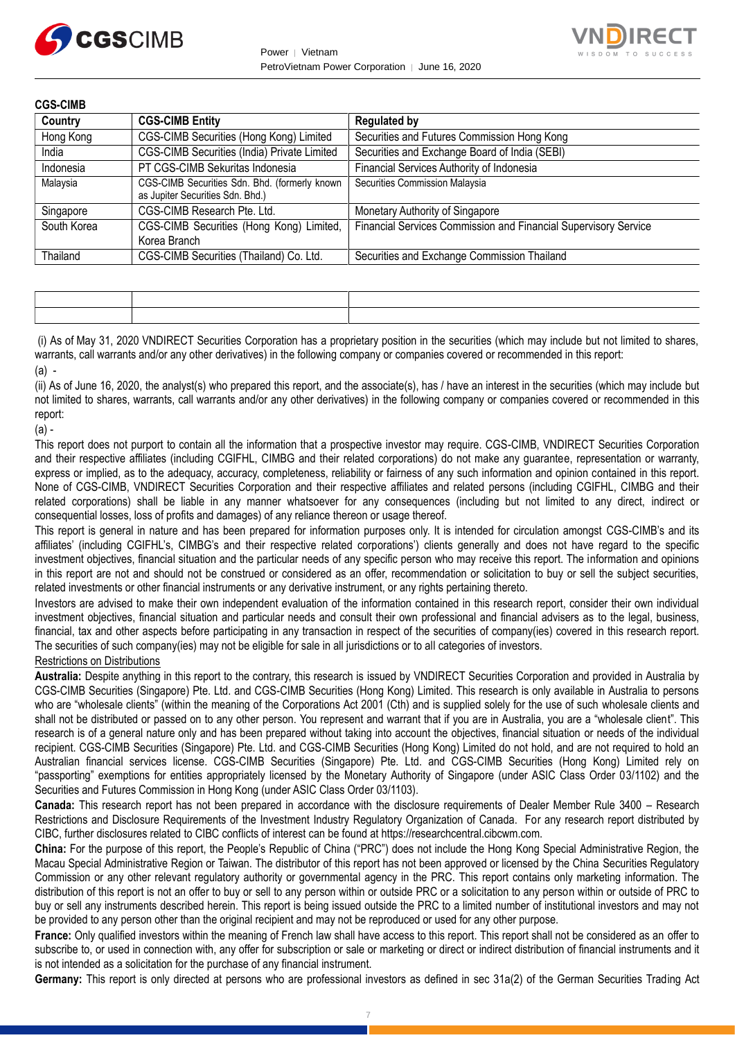**CGS-CIMB**

| Country | CGS-CIMB Entity | Regulated by |
|---|---|---|
| Hong Kong | CGS-CIMB Securities (Hong Kong) Limited | Securities and Futures Commission Hong Kong |
| India | CGS-CIMB Securities (India) Private Limited | Securities and Exchange Board of India (SEBI) |
| Indonesia | PT CGS-CIMB Sekuritas Indonesia | Financial Services Authority of Indonesia |
| Malaysia | CGS-CIMB Securities Sdn. Bhd. (formerly known as Jupiter Securities Sdn. Bhd.) | Securities Commission Malaysia |
| Singapore | CGS-CIMB Research Pte. Ltd. | Monetary Authority of Singapore |
| South Korea | CGS-CIMB Securities (Hong Kong) Limited, Korea Branch | Financial Services Commission and Financial Supervisory Service |
| Thailand | CGS-CIMB Securities (Thailand) Co. Ltd. | Securities and Exchange Commission Thailand |

(i) As of May 31, 2020 VNDIRECT Securities Corporation has a proprietary position in the securities (which may include but not limited to shares, warrants, call warrants and/or any other derivatives) in the following company or companies covered or recommended in this report:

(a) -

(ii) As of June 16, 2020, the analyst(s) who prepared this report, and the associate(s), has / have an interest in the securities (which may include but not limited to shares, warrants, call warrants and/or any other derivatives) in the following company or companies covered or recommended in this report:

(a) -

This report does not purport to contain all the information that a prospective investor may require. CGS-CIMB, VNDIRECT Securities Corporation and their respective affiliates (including CGIFHL, CIMBG and their related corporations) do not make any guarantee, representation or warranty, express or implied, as to the adequacy, accuracy, completeness, reliability or fairness of any such information and opinion contained in this report. None of CGS-CIMB, VNDIRECT Securities Corporation and their respective affiliates and related persons (including CGIFHL, CIMBG and their related corporations) shall be liable in any manner whatsoever for any consequences (including but not limited to any direct, indirect or consequential losses, loss of profits and damages) of any reliance thereon or usage thereof.

This report is general in nature and has been prepared for information purposes only. It is intended for circulation amongst CGS-CIMB's and its affiliates' (including CGIFHL's, CIMBG's and their respective related corporations') clients generally and does not have regard to the specific investment objectives, financial situation and the particular needs of any specific person who may receive this report. The information and opinions in this report are not and should not be construed or considered as an offer, recommendation or solicitation to buy or sell the subject securities, related investments or other financial instruments or any derivative instrument, or any rights pertaining thereto.

Investors are advised to make their own independent evaluation of the information contained in this research report, consider their own individual investment objectives, financial situation and particular needs and consult their own professional and financial advisers as to the legal, business, financial, tax and other aspects before participating in any transaction in respect of the securities of company(ies) covered in this research report. The securities of such company(ies) may not be eligible for sale in all jurisdictions or to all categories of investors.

Restrictions on Distributions

**Australia:** Despite anything in this report to the contrary, this research is issued by VNDIRECT Securities Corporation and provided in Australia by CGS-CIMB Securities (Singapore) Pte. Ltd. and CGS-CIMB Securities (Hong Kong) Limited. This research is only available in Australia to persons who are "wholesale clients" (within the meaning of the Corporations Act 2001 (Cth) and is supplied solely for the use of such wholesale clients and shall not be distributed or passed on to any other person. You represent and warrant that if you are in Australia, you are a "wholesale client". This research is of a general nature only and has been prepared without taking into account the objectives, financial situation or needs of the individual recipient. CGS-CIMB Securities (Singapore) Pte. Ltd. and CGS-CIMB Securities (Hong Kong) Limited do not hold, and are not required to hold an Australian financial services license. CGS-CIMB Securities (Singapore) Pte. Ltd. and CGS-CIMB Securities (Hong Kong) Limited rely on "passporting" exemptions for entities appropriately licensed by the Monetary Authority of Singapore (under ASIC Class Order 03/1102) and the Securities and Futures Commission in Hong Kong (under ASIC Class Order 03/1103).

**Canada:** This research report has not been prepared in accordance with the disclosure requirements of Dealer Member Rule 3400 – Research Restrictions and Disclosure Requirements of the Investment Industry Regulatory Organization of Canada. For any research report distributed by CIBC, further disclosures related to CIBC conflicts of interest can be found at https://researchcentral.cibcwm.com.

**China:** For the purpose of this report, the People's Republic of China ("PRC") does not include the Hong Kong Special Administrative Region, the Macau Special Administrative Region or Taiwan. The distributor of this report has not been approved or licensed by the China Securities Regulatory Commission or any other relevant regulatory authority or governmental agency in the PRC. This report contains only marketing information. The distribution of this report is not an offer to buy or sell to any person within or outside PRC or a solicitation to any person within or outside of PRC to buy or sell any instruments described herein. This report is being issued outside the PRC to a limited number of institutional investors and may not be provided to any person other than the original recipient and may not be reproduced or used for any other purpose.

**France:** Only qualified investors within the meaning of French law shall have access to this report. This report shall not be considered as an offer to subscribe to, or used in connection with, any offer for subscription or sale or marketing or direct or indirect distribution of financial instruments and it is not intended as a solicitation for the purchase of any financial instrument.

**Germany:** This report is only directed at persons who are professional investors as defined in sec 31a(2) of the German Securities Trading Act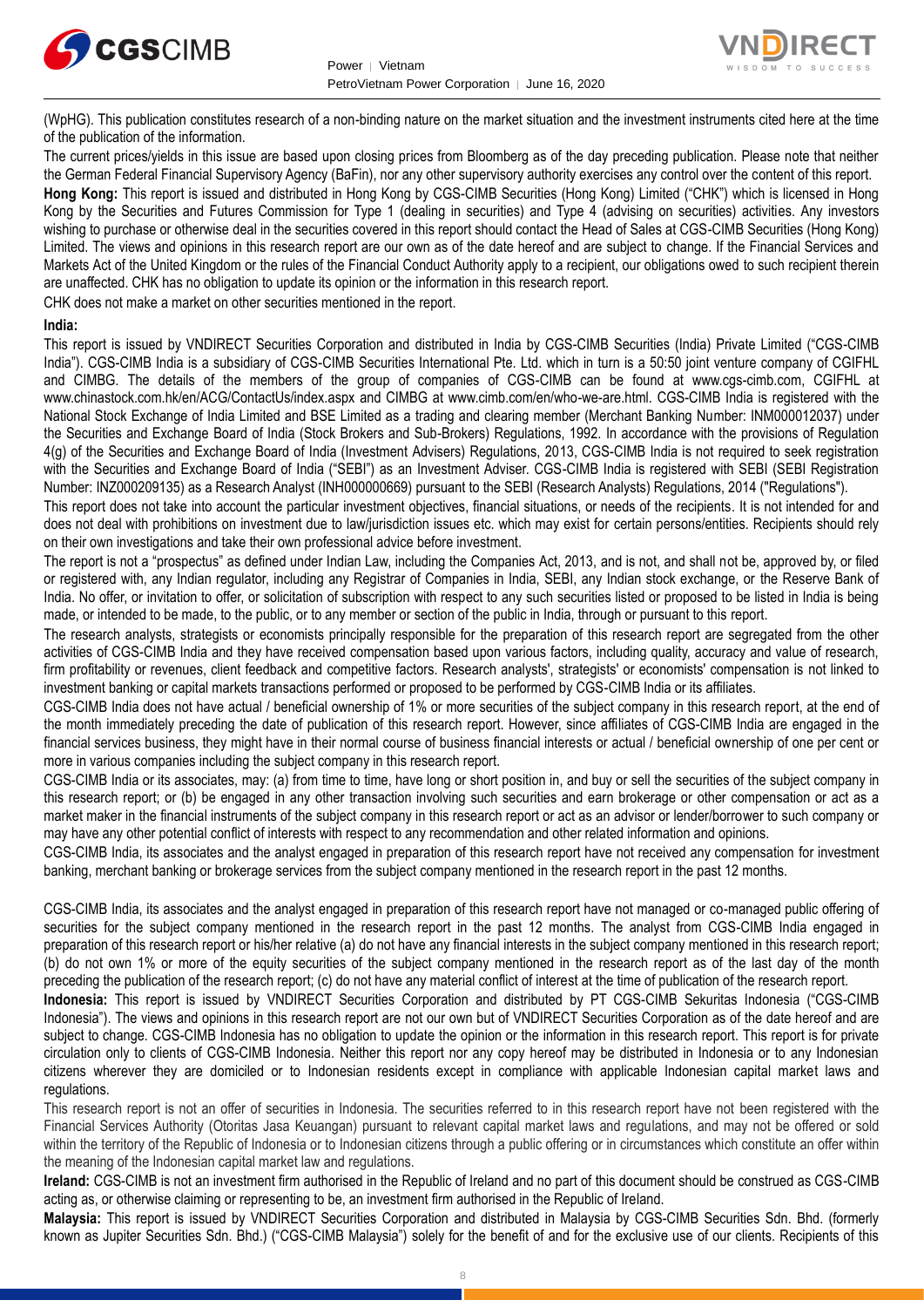(WpHG). This publication constitutes research of a non-binding nature on the market situation and the investment instruments cited here at the time of the publication of the information.

The current prices/yields in this issue are based upon closing prices from Bloomberg as of the day preceding publication. Please note that neither the German Federal Financial Supervisory Agency (BaFin), nor any other supervisory authority exercises any control over the content of this report.

**Hong Kong:** This report is issued and distributed in Hong Kong by CGS-CIMB Securities (Hong Kong) Limited ("CHK") which is licensed in Hong Kong by the Securities and Futures Commission for Type 1 (dealing in securities) and Type 4 (advising on securities) activities. Any investors wishing to purchase or otherwise deal in the securities covered in this report should contact the Head of Sales at CGS-CIMB Securities (Hong Kong) Limited. The views and opinions in this research report are our own as of the date hereof and are subject to change. If the Financial Services and Markets Act of the United Kingdom or the rules of the Financial Conduct Authority apply to a recipient, our obligations owed to such recipient therein are unaffected. CHK has no obligation to update its opinion or the information in this research report.

CHK does not make a market on other securities mentioned in the report.

**India:**

This report is issued by VNDIRECT Securities Corporation and distributed in India by CGS-CIMB Securities (India) Private Limited ("CGS-CIMB India"). CGS-CIMB India is a subsidiary of CGS-CIMB Securities International Pte. Ltd. which in turn is a 50:50 joint venture company of CGIFHL and CIMBG. The details of the members of the group of companies of CGS-CIMB can be found at www.cgs-cimb.com, CGIFHL at www.chinastock.com.hk/en/ACG/ContactUs/index.aspx and CIMBG at www.cimb.com/en/who-we-are.html. CGS-CIMB India is registered with the National Stock Exchange of India Limited and BSE Limited as a trading and clearing member (Merchant Banking Number: INM000012037) under the Securities and Exchange Board of India (Stock Brokers and Sub-Brokers) Regulations, 1992. In accordance with the provisions of Regulation 4(g) of the Securities and Exchange Board of India (Investment Advisers) Regulations, 2013, CGS-CIMB India is not required to seek registration with the Securities and Exchange Board of India ("SEBI") as an Investment Adviser. CGS-CIMB India is registered with SEBI (SEBI Registration Number: INZ000209135) as a Research Analyst (INH000000669) pursuant to the SEBI (Research Analysts) Regulations, 2014 ("Regulations").

This report does not take into account the particular investment objectives, financial situations, or needs of the recipients. It is not intended for and does not deal with prohibitions on investment due to law/jurisdiction issues etc. which may exist for certain persons/entities. Recipients should rely on their own investigations and take their own professional advice before investment.

The report is not a "prospectus" as defined under Indian Law, including the Companies Act, 2013, and is not, and shall not be, approved by, or filed or registered with, any Indian regulator, including any Registrar of Companies in India, SEBI, any Indian stock exchange, or the Reserve Bank of India. No offer, or invitation to offer, or solicitation of subscription with respect to any such securities listed or proposed to be listed in India is being made, or intended to be made, to the public, or to any member or section of the public in India, through or pursuant to this report.

The research analysts, strategists or economists principally responsible for the preparation of this research report are segregated from the other activities of CGS-CIMB India and they have received compensation based upon various factors, including quality, accuracy and value of research, firm profitability or revenues, client feedback and competitive factors. Research analysts', strategists' or economists' compensation is not linked to investment banking or capital markets transactions performed or proposed to be performed by CGS-CIMB India or its affiliates.

CGS-CIMB India does not have actual / beneficial ownership of 1% or more securities of the subject company in this research report, at the end of the month immediately preceding the date of publication of this research report. However, since affiliates of CGS-CIMB India are engaged in the financial services business, they might have in their normal course of business financial interests or actual / beneficial ownership of one per cent or more in various companies including the subject company in this research report.

CGS-CIMB India or its associates, may: (a) from time to time, have long or short position in, and buy or sell the securities of the subject company in this research report; or (b) be engaged in any other transaction involving such securities and earn brokerage or other compensation or act as a market maker in the financial instruments of the subject company in this research report or act as an advisor or lender/borrower to such company or may have any other potential conflict of interests with respect to any recommendation and other related information and opinions.

CGS-CIMB India, its associates and the analyst engaged in preparation of this research report have not received any compensation for investment banking, merchant banking or brokerage services from the subject company mentioned in the research report in the past 12 months.

CGS-CIMB India, its associates and the analyst engaged in preparation of this research report have not managed or co-managed public offering of securities for the subject company mentioned in the research report in the past 12 months. The analyst from CGS-CIMB India engaged in preparation of this research report or his/her relative (a) do not have any financial interests in the subject company mentioned in this research report; (b) do not own 1% or more of the equity securities of the subject company mentioned in the research report as of the last day of the month preceding the publication of the research report; (c) do not have any material conflict of interest at the time of publication of the research report.

**Indonesia:** This report is issued by VNDIRECT Securities Corporation and distributed by PT CGS-CIMB Sekuritas Indonesia ("CGS-CIMB Indonesia"). The views and opinions in this research report are not our own but of VNDIRECT Securities Corporation as of the date hereof and are subject to change. CGS-CIMB Indonesia has no obligation to update the opinion or the information in this research report. This report is for private circulation only to clients of CGS-CIMB Indonesia. Neither this report nor any copy hereof may be distributed in Indonesia or to any Indonesian citizens wherever they are domiciled or to Indonesian residents except in compliance with applicable Indonesian capital market laws and regulations.

This research report is not an offer of securities in Indonesia. The securities referred to in this research report have not been registered with the Financial Services Authority (Otoritas Jasa Keuangan) pursuant to relevant capital market laws and regulations, and may not be offered or sold within the territory of the Republic of Indonesia or to Indonesian citizens through a public offering or in circumstances which constitute an offer within the meaning of the Indonesian capital market law and regulations.

**Ireland:** CGS-CIMB is not an investment firm authorised in the Republic of Ireland and no part of this document should be construed as CGS-CIMB acting as, or otherwise claiming or representing to be, an investment firm authorised in the Republic of Ireland.

**Malaysia:** This report is issued by VNDIRECT Securities Corporation and distributed in Malaysia by CGS-CIMB Securities Sdn. Bhd. (formerly known as Jupiter Securities Sdn. Bhd.) ("CGS-CIMB Malaysia") solely for the benefit of and for the exclusive use of our clients. Recipients of this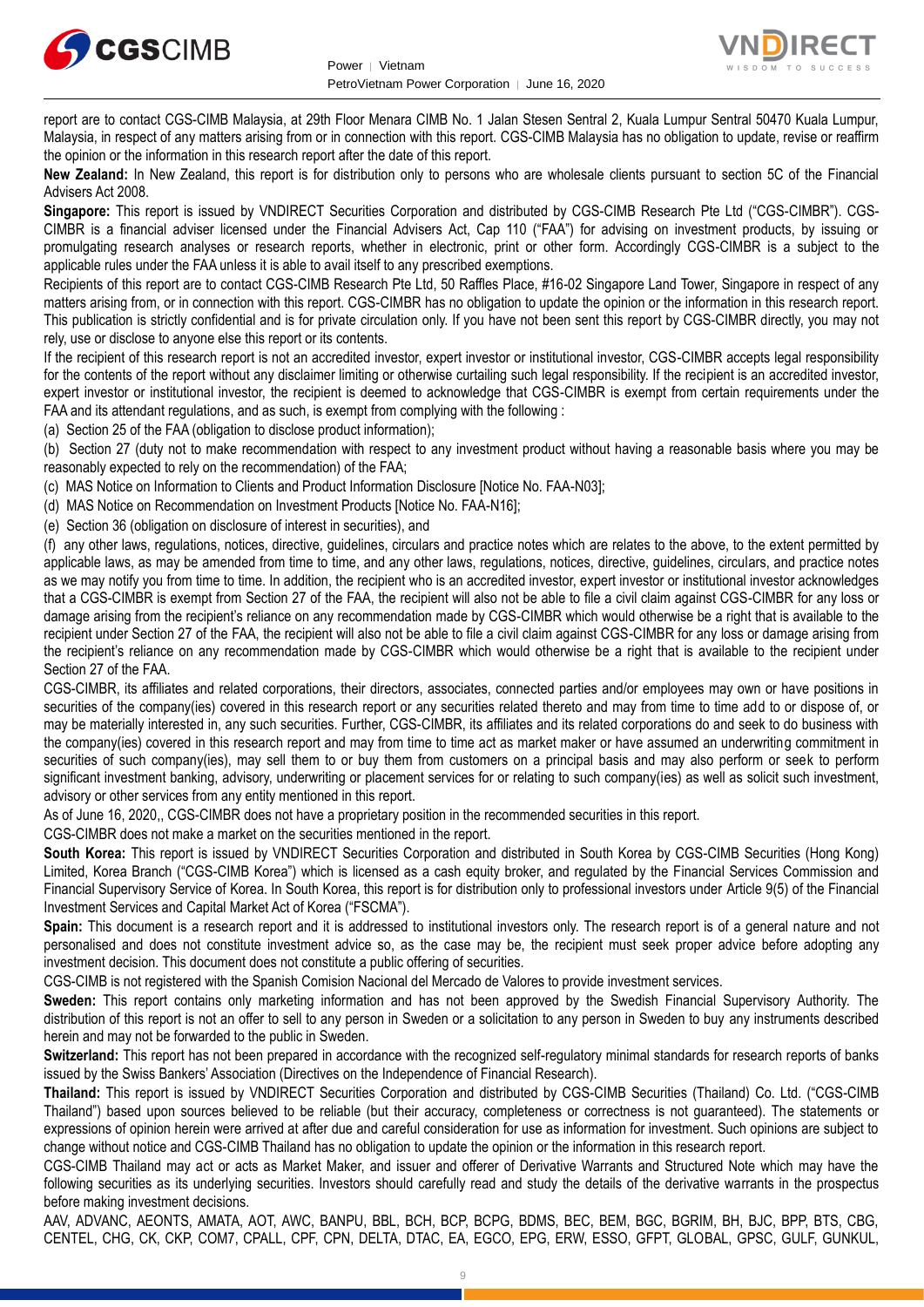report are to contact CGS-CIMB Malaysia, at 29th Floor Menara CIMB No. 1 Jalan Stesen Sentral 2, Kuala Lumpur Sentral 50470 Kuala Lumpur, Malaysia, in respect of any matters arising from or in connection with this report. CGS-CIMB Malaysia has no obligation to update, revise or reaffirm the opinion or the information in this research report after the date of this report.

**New Zealand:** In New Zealand, this report is for distribution only to persons who are wholesale clients pursuant to section 5C of the Financial Advisers Act 2008.

**Singapore:** This report is issued by VNDIRECT Securities Corporation and distributed by CGS-CIMB Research Pte Ltd ("CGS-CIMBR"). CGS-CIMBR is a financial adviser licensed under the Financial Advisers Act, Cap 110 ("FAA") for advising on investment products, by issuing or promulgating research analyses or research reports, whether in electronic, print or other form. Accordingly CGS-CIMBR is a subject to the applicable rules under the FAA unless it is able to avail itself to any prescribed exemptions.

Recipients of this report are to contact CGS-CIMB Research Pte Ltd, 50 Raffles Place, #16-02 Singapore Land Tower, Singapore in respect of any matters arising from, or in connection with this report. CGS-CIMBR has no obligation to update the opinion or the information in this research report. This publication is strictly confidential and is for private circulation only. If you have not been sent this report by CGS-CIMBR directly, you may not rely, use or disclose to anyone else this report or its contents.

If the recipient of this research report is not an accredited investor, expert investor or institutional investor, CGS-CIMBR accepts legal responsibility for the contents of the report without any disclaimer limiting or otherwise curtailing such legal responsibility. If the recipient is an accredited investor, expert investor or institutional investor, the recipient is deemed to acknowledge that CGS-CIMBR is exempt from certain requirements under the FAA and its attendant regulations, and as such, is exempt from complying with the following :

(a) Section 25 of the FAA (obligation to disclose product information);

(b) Section 27 (duty not to make recommendation with respect to any investment product without having a reasonable basis where you may be reasonably expected to rely on the recommendation) of the FAA;

(c) MAS Notice on Information to Clients and Product Information Disclosure [Notice No. FAA-N03];

(d) MAS Notice on Recommendation on Investment Products [Notice No. FAA-N16];

(e) Section 36 (obligation on disclosure of interest in securities), and

(f) any other laws, regulations, notices, directive, guidelines, circulars and practice notes which are relates to the above, to the extent permitted by applicable laws, as may be amended from time to time, and any other laws, regulations, notices, directive, guidelines, circulars, and practice notes as we may notify you from time to time. In addition, the recipient who is an accredited investor, expert investor or institutional investor acknowledges that a CGS-CIMBR is exempt from Section 27 of the FAA, the recipient will also not be able to file a civil claim against CGS-CIMBR for any loss or damage arising from the recipient's reliance on any recommendation made by CGS-CIMBR which would otherwise be a right that is available to the recipient under Section 27 of the FAA, the recipient will also not be able to file a civil claim against CGS-CIMBR for any loss or damage arising from the recipient's reliance on any recommendation made by CGS-CIMBR which would otherwise be a right that is available to the recipient under Section 27 of the FAA.

CGS-CIMBR, its affiliates and related corporations, their directors, associates, connected parties and/or employees may own or have positions in securities of the company(ies) covered in this research report or any securities related thereto and may from time to time add to or dispose of, or may be materially interested in, any such securities. Further, CGS-CIMBR, its affiliates and its related corporations do and seek to do business with the company(ies) covered in this research report and may from time to time act as market maker or have assumed an underwriting commitment in securities of such company(ies), may sell them to or buy them from customers on a principal basis and may also perform or seek to perform significant investment banking, advisory, underwriting or placement services for or relating to such company(ies) as well as solicit such investment, advisory or other services from any entity mentioned in this report.

As of June 16, 2020,, CGS-CIMBR does not have a proprietary position in the recommended securities in this report.

CGS-CIMBR does not make a market on the securities mentioned in the report.

**South Korea:** This report is issued by VNDIRECT Securities Corporation and distributed in South Korea by CGS-CIMB Securities (Hong Kong) Limited, Korea Branch ("CGS-CIMB Korea") which is licensed as a cash equity broker, and regulated by the Financial Services Commission and Financial Supervisory Service of Korea. In South Korea, this report is for distribution only to professional investors under Article 9(5) of the Financial Investment Services and Capital Market Act of Korea ("FSCMA").

**Spain:** This document is a research report and it is addressed to institutional investors only. The research report is of a general nature and not personalised and does not constitute investment advice so, as the case may be, the recipient must seek proper advice before adopting any investment decision. This document does not constitute a public offering of securities.

CGS-CIMB is not registered with the Spanish Comision Nacional del Mercado de Valores to provide investment services.

**Sweden:** This report contains only marketing information and has not been approved by the Swedish Financial Supervisory Authority. The distribution of this report is not an offer to sell to any person in Sweden or a solicitation to any person in Sweden to buy any instruments described herein and may not be forwarded to the public in Sweden.

**Switzerland:** This report has not been prepared in accordance with the recognized self-regulatory minimal standards for research reports of banks issued by the Swiss Bankers' Association (Directives on the Independence of Financial Research).

**Thailand:** This report is issued by VNDIRECT Securities Corporation and distributed by CGS-CIMB Securities (Thailand) Co. Ltd. ("CGS-CIMB Thailand") based upon sources believed to be reliable (but their accuracy, completeness or correctness is not guaranteed). The statements or expressions of opinion herein were arrived at after due and careful consideration for use as information for investment. Such opinions are subject to change without notice and CGS-CIMB Thailand has no obligation to update the opinion or the information in this research report.

CGS-CIMB Thailand may act or acts as Market Maker, and issuer and offerer of Derivative Warrants and Structured Note which may have the following securities as its underlying securities. Investors should carefully read and study the details of the derivative warrants in the prospectus before making investment decisions.

AAV, ADVANC, AEONTS, AMATA, AOT, AWC, BANPU, BBL, BCH, BCP, BCPG, BDMS, BEC, BEM, BGC, BGRIM, BH, BJC, BPP, BTS, CBG, CENTEL, CHG, CK, CKP, COM7, CPALL, CPF, CPN, DELTA, DTAC, EA, EGCO, EPG, ERW, ESSO, GFPT, GLOBAL, GPSC, GULF, GUNKUL,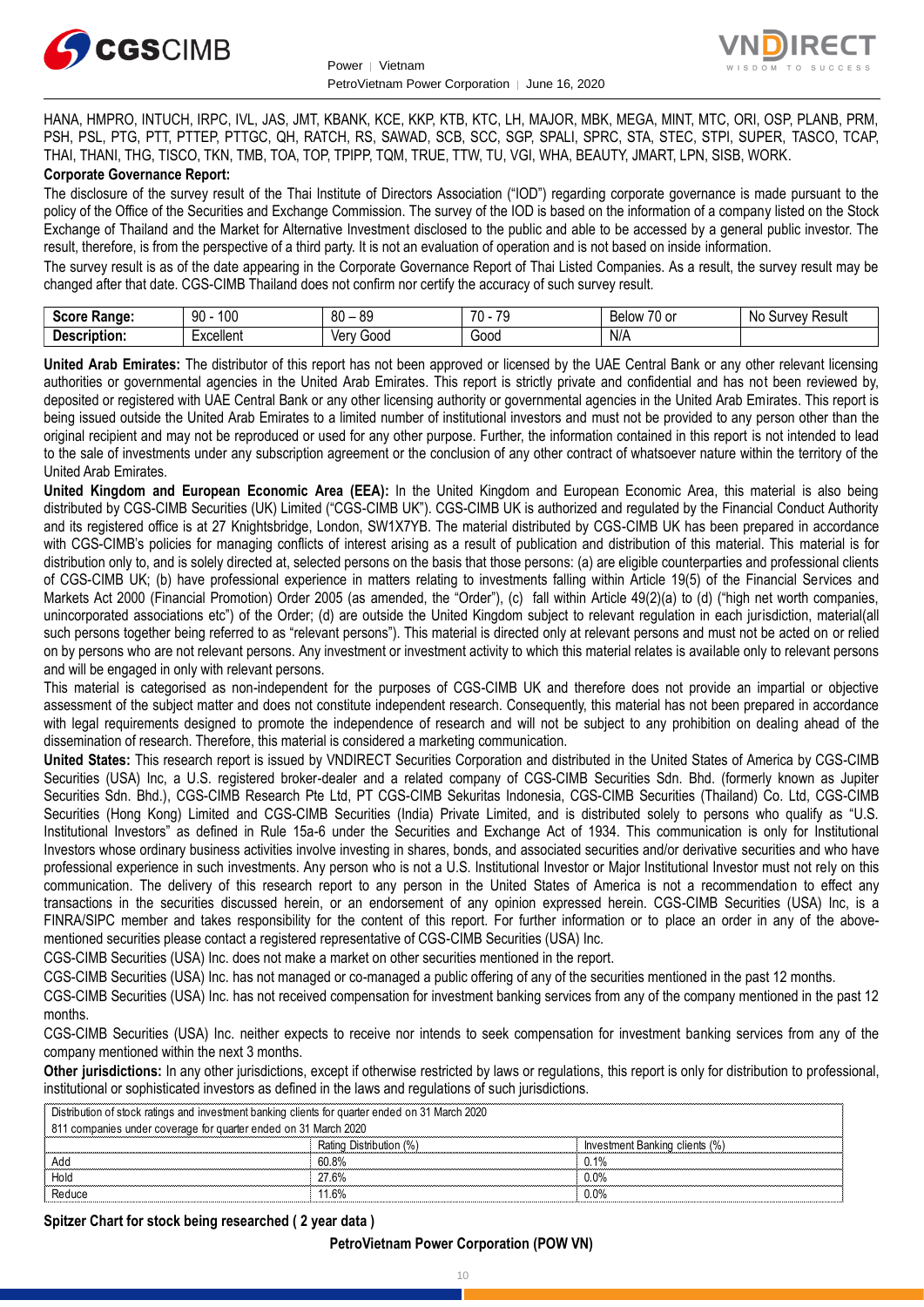HANA, HMPRO, INTUCH, IRPC, IVL, JAS, JMT, KBANK, KCE, KKP, KTB, KTC, LH, MAJOR, MBK, MEGA, MINT, MTC, ORI, OSP, PLANB, PRM, PSH, PSL, PTG, PTT, PTTEP, PTTGC, QH, RATCH, RS, SAWAD, SCB, SCC, SGP, SPALI, SPRC, STA, STEC, STPI, SUPER, TASCO, TCAP, THAI, THANI, THG, TISCO, TKN, TMB, TOA, TOP, TPIPP, TQM, TRUE, TTW, TU, VGI, WHA, BEAUTY, JMART, LPN, SISB, WORK.

**Corporate Governance Report:**

The disclosure of the survey result of the Thai Institute of Directors Association ("IOD") regarding corporate governance is made pursuant to the policy of the Office of the Securities and Exchange Commission. The survey of the IOD is based on the information of a company listed on the Stock Exchange of Thailand and the Market for Alternative Investment disclosed to the public and able to be accessed by a general public investor. The result, therefore, is from the perspective of a third party. It is not an evaluation of operation and is not based on inside information.

The survey result is as of the date appearing in the Corporate Governance Report of Thai Listed Companies. As a result, the survey result may be changed after that date. CGS-CIMB Thailand does not confirm nor certify the accuracy of such survey result.

| **Score Range:** | 90 - 100 | 80 – 89 | 70 - 79 | Below 70 or | No Survey Result |
|---|---|---|---|---|---|
| **Description:** | Excellent | Very Good | Good | N/A | |

**United Arab Emirates:** The distributor of this report has not been approved or licensed by the UAE Central Bank or any other relevant licensing authorities or governmental agencies in the United Arab Emirates. This report is strictly private and confidential and has not been reviewed by, deposited or registered with UAE Central Bank or any other licensing authority or governmental agencies in the United Arab Emirates. This report is being issued outside the United Arab Emirates to a limited number of institutional investors and must not be provided to any person other than the original recipient and may not be reproduced or used for any other purpose. Further, the information contained in this report is not intended to lead to the sale of investments under any subscription agreement or the conclusion of any other contract of whatsoever nature within the territory of the United Arab Emirates.

**United Kingdom and European Economic Area (EEA):** In the United Kingdom and European Economic Area, this material is also being distributed by CGS-CIMB Securities (UK) Limited ("CGS-CIMB UK"). CGS-CIMB UK is authorized and regulated by the Financial Conduct Authority and its registered office is at 27 Knightsbridge, London, SW1X7YB. The material distributed by CGS-CIMB UK has been prepared in accordance with CGS-CIMB's policies for managing conflicts of interest arising as a result of publication and distribution of this material. This material is for distribution only to, and is solely directed at, selected persons on the basis that those persons: (a) are eligible counterparties and professional clients of CGS-CIMB UK; (b) have professional experience in matters relating to investments falling within Article 19(5) of the Financial Services and Markets Act 2000 (Financial Promotion) Order 2005 (as amended, the "Order"), (c) fall within Article 49(2)(a) to (d) ("high net worth companies, unincorporated associations etc") of the Order; (d) are outside the United Kingdom subject to relevant regulation in each jurisdiction, material(all such persons together being referred to as "relevant persons"). This material is directed only at relevant persons and must not be acted on or relied on by persons who are not relevant persons. Any investment or investment activity to which this material relates is available only to relevant persons and will be engaged in only with relevant persons.

This material is categorised as non-independent for the purposes of CGS-CIMB UK and therefore does not provide an impartial or objective assessment of the subject matter and does not constitute independent research. Consequently, this material has not been prepared in accordance with legal requirements designed to promote the independence of research and will not be subject to any prohibition on dealing ahead of the dissemination of research. Therefore, this material is considered a marketing communication.

**United States:** This research report is issued by VNDIRECT Securities Corporation and distributed in the United States of America by CGS-CIMB Securities (USA) Inc, a U.S. registered broker-dealer and a related company of CGS-CIMB Securities Sdn. Bhd. (formerly known as Jupiter Securities Sdn. Bhd.), CGS-CIMB Research Pte Ltd, PT CGS-CIMB Sekuritas Indonesia, CGS-CIMB Securities (Thailand) Co. Ltd, CGS-CIMB Securities (Hong Kong) Limited and CGS-CIMB Securities (India) Private Limited, and is distributed solely to persons who qualify as "U.S. Institutional Investors" as defined in Rule 15a-6 under the Securities and Exchange Act of 1934. This communication is only for Institutional Investors whose ordinary business activities involve investing in shares, bonds, and associated securities and/or derivative securities and who have professional experience in such investments. Any person who is not a U.S. Institutional Investor or Major Institutional Investor must not rely on this communication. The delivery of this research report to any person in the United States of America is not a recommendation to effect any transactions in the securities discussed herein, or an endorsement of any opinion expressed herein. CGS-CIMB Securities (USA) Inc, is a FINRA/SIPC member and takes responsibility for the content of this report. For further information or to place an order in any of the above-mentioned securities please contact a registered representative of CGS-CIMB Securities (USA) Inc.

CGS-CIMB Securities (USA) Inc. does not make a market on other securities mentioned in the report.

CGS-CIMB Securities (USA) Inc. has not managed or co-managed a public offering of any of the securities mentioned in the past 12 months.

CGS-CIMB Securities (USA) Inc. has not received compensation for investment banking services from any of the company mentioned in the past 12 months.

CGS-CIMB Securities (USA) Inc. neither expects to receive nor intends to seek compensation for investment banking services from any of the company mentioned within the next 3 months.

**Other jurisdictions:** In any other jurisdictions, except if otherwise restricted by laws or regulations, this report is only for distribution to professional, institutional or sophisticated investors as defined in the laws and regulations of such jurisdictions.

| Distribution of stock ratings and investment banking clients for quarter ended on 31 March 2020 | | |
|---|---|---|
| 811 companies under coverage for quarter ended on 31 March 2020 | | |
| | Rating Distribution (%) | Investment Banking clients (%) |
| Add | 60.8% | 0.1% |
| Hold | 27.6% | 0.0% |
| Reduce | 11.6% | 0.0% |

**Spitzer Chart for stock being researched ( 2 year data )**

**PetroVietnam Power Corporation (POW VN)**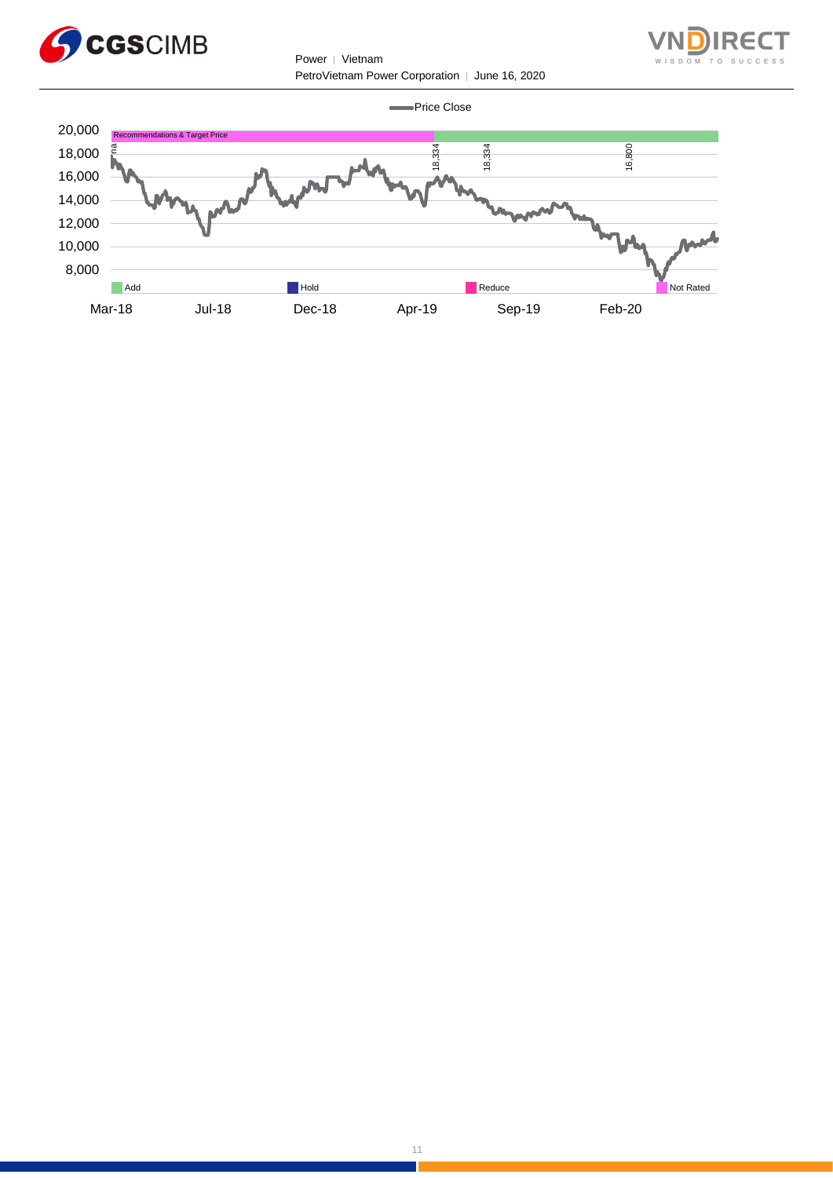Price Close

Recommendations & Target Price

| | |
|---|---|
| 20,000 | |
| 18,000 | na, 18,334, 18,334, 16,800 |
| 16,000 | |
| 14,000 | |
| 12,000 | |
| 10,000 | |
| 8,000 | |

Add | Hold | Reduce | Not Rated

Mar-18 | Jul-18 | Dec-18 | Apr-19 | Sep-19 | Feb-20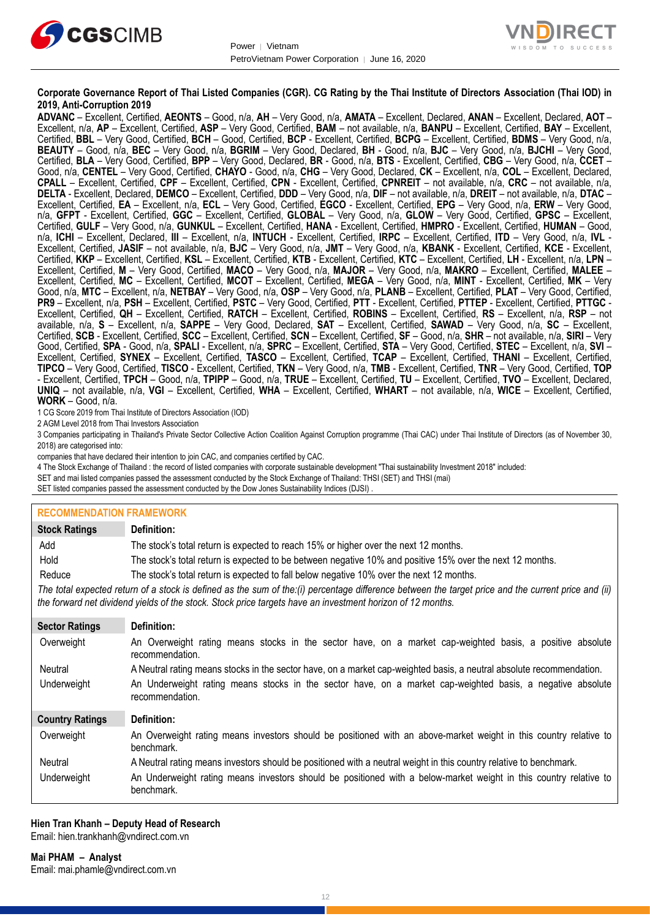**Corporate Governance Report of Thai Listed Companies (CGR). CG Rating by the Thai Institute of Directors Association (Thai IOD) in 2019, Anti-Corruption 2019**

**ADVANC** – Excellent, Certified, **AEONTS** – Good, n/a, **AH** – Very Good, n/a, **AMATA** – Excellent, Declared, **ANAN** – Excellent, Declared, **AOT** – Excellent, n/a, **AP** – Excellent, Certified, **ASP** – Very Good, Certified, **BAM** – not available, n/a, **BANPU** – Excellent, Certified, **BAY** – Excellent, Certified, **BBL** – Very Good, Certified, **BCH** – Good, Certified, **BCP** - Excellent, Certified, **BCPG** – Excellent, Certified, **BDMS** – Very Good, n/a, **BEAUTY** – Good, n/a, **BEC** – Very Good, n/a, **BGRIM** – Very Good, Declared, **BH** - Good, n/a, **BJC** – Very Good, n/a, **BJCHI** – Very Good, Certified, **BLA** – Very Good, Certified, **BPP** – Very Good, Declared, **BR** - Good, n/a, **BTS** - Excellent, Certified, **CBG** – Very Good, n/a, **CCET** – Good, n/a, **CENTEL** – Very Good, Certified, **CHAYO** - Good, n/a, **CHG** – Very Good, Declared, **CK** – Excellent, n/a, **COL** – Excellent, Declared, **CPALL** – Excellent, Certified, **CPF** – Excellent, Certified, **CPN** - Excellent, Certified, **CPNREIT** – not available, n/a, **CRC** – not available, n/a, **DELTA** - Excellent, Declared, **DEMCO** – Excellent, Certified, **DDD** – Very Good, n/a, **DIF** – not available, n/a, **DREIT** – not available, n/a, **DTAC** – Excellent, Certified, **EA** – Excellent, n/a, **ECL** – Very Good, Certified, **EGCO** - Excellent, Certified, **EPG** – Very Good, n/a, **ERW** – Very Good, n/a, **GFPT** - Excellent, Certified, **GGC** – Excellent, Certified, **GLOBAL** – Very Good, n/a, **GLOW** – Very Good, Certified, **GPSC** – Excellent, Certified, **GULF** – Very Good, n/a, **GUNKUL** – Excellent, Certified, **HANA** - Excellent, Certified, **HMPRO** - Excellent, Certified, **HUMAN** – Good, n/a, **ICHI** – Excellent, Declared, **III** – Excellent, n/a, **INTUCH** - Excellent, Certified, **IRPC** – Excellent, Certified, **ITD** – Very Good, n/a, **IVL** - Excellent, Certified, **JASIF** – not available, n/a, **BJC** – Very Good, n/a, **JMT** – Very Good, n/a, **KBANK** - Excellent, Certified, **KCE** - Excellent, Certified, **KKP** – Excellent, Certified, **KSL** – Excellent, Certified, **KTB** - Excellent, Certified, **KTC** – Excellent, Certified, **LH** - Excellent, n/a, **LPN** – Excellent, Certified, **M** – Very Good, Certified, **MACO** – Very Good, n/a, **MAJOR** – Very Good, n/a, **MAKRO** – Excellent, Certified, **MALEE** – Excellent, Certified, **MC** – Excellent, Certified, **MCOT** – Excellent, Certified, **MEGA** – Very Good, n/a, **MINT** - Excellent, Certified, **MK** – Very Good, n/a, **MTC** – Excellent, n/a, **NETBAY** – Very Good, n/a, **OSP** – Very Good, n/a, **PLANB** – Excellent, Certified, **PLAT** – Very Good, Certified, **PR9** – Excellent, n/a, **PSH** – Excellent, Certified, **PSTC** – Very Good, Certified, **PTT** - Excellent, Certified, **PTTEP** - Excellent, Certified, **PTTGC** - Excellent, Certified, **QH** – Excellent, Certified, **RATCH** – Excellent, Certified, **ROBINS** – Excellent, Certified, **RS** – Excellent, n/a, **RSP** – not available, n/a, **S** – Excellent, n/a, **SAPPE** – Very Good, Declared, **SAT** – Excellent, Certified, **SAWAD** – Very Good, n/a, **SC** – Excellent, Certified, **SCB** - Excellent, Certified, **SCC** – Excellent, Certified, **SCN** – Excellent, Certified, **SF** – Good, n/a, **SHR** – not available, n/a, **SIRI** – Very Good, Certified, **SPA** - Good, n/a, **SPALI** - Excellent, n/a, **SPRC** – Excellent, Certified, **STA** – Very Good, Certified, **STEC** – Excellent, n/a, **SVI** – Excellent, Certified, **SYNEX** – Excellent, Certified, **TASCO** – Excellent, Certified, **TCAP** – Excellent, Certified, **THANI** – Excellent, Certified, **TIPCO** – Very Good, Certified, **TISCO** - Excellent, Certified, **TKN** – Very Good, n/a, **TMB** - Excellent, Certified, **TNR** – Very Good, Certified, **TOP** - Excellent, Certified, **TPCH** – Good, n/a, **TPIPP** – Good, n/a, **TRUE** – Excellent, Certified, **TU** – Excellent, Certified, **TVO** – Excellent, Declared, **UNIQ** – not available, n/a, **VGI** – Excellent, Certified, **WHA** – Excellent, Certified, **WHART** – not available, n/a, **WICE** – Excellent, Certified, **WORK** – Good, n/a.

1 CG Score 2019 from Thai Institute of Directors Association (IOD)

2 AGM Level 2018 from Thai Investors Association

3 Companies participating in Thailand's Private Sector Collective Action Coalition Against Corruption programme (Thai CAC) under Thai Institute of Directors (as of November 30, 2018) are categorised into:

companies that have declared their intention to join CAC, and companies certified by CAC.

4 The Stock Exchange of Thailand : the record of listed companies with corporate sustainable development "Thai sustainability Investment 2018" included:

SET and mai listed companies passed the assessment conducted by the Stock Exchange of Thailand: THSI (SET) and THSI (mai)

SET listed companies passed the assessment conducted by the Dow Jones Sustainability Indices (DJSI) .

## RECOMMENDATION FRAMEWORK

| Stock Ratings | Definition: |
|---|---|
| Add | The stock's total return is expected to reach 15% or higher over the next 12 months. |
| Hold | The stock's total return is expected to be between negative 10% and positive 15% over the next 12 months. |
| Reduce | The stock's total return is expected to fall below negative 10% over the next 12 months. |

*The total expected return of a stock is defined as the sum of the:(i) percentage difference between the target price and the current price and (ii) the forward net dividend yields of the stock. Stock price targets have an investment horizon of 12 months.*

| Sector Ratings | Definition: |
|---|---|
| Overweight | An Overweight rating means stocks in the sector have, on a market cap-weighted basis, a positive absolute recommendation. |
| Neutral | A Neutral rating means stocks in the sector have, on a market cap-weighted basis, a neutral absolute recommendation. |
| Underweight | An Underweight rating means stocks in the sector have, on a market cap-weighted basis, a negative absolute recommendation. |

| Country Ratings | Definition: |
|---|---|
| Overweight | An Overweight rating means investors should be positioned with an above-market weight in this country relative to benchmark. |
| Neutral | A Neutral rating means investors should be positioned with a neutral weight in this country relative to benchmark. |
| Underweight | An Underweight rating means investors should be positioned with a below-market weight in this country relative to benchmark. |

**Hien Tran Khanh – Deputy Head of Research**
Email: hien.trankhanh@vndirect.com.vn

**Mai PHAM – Analyst**
Email: mai.phamle@vndirect.com.vn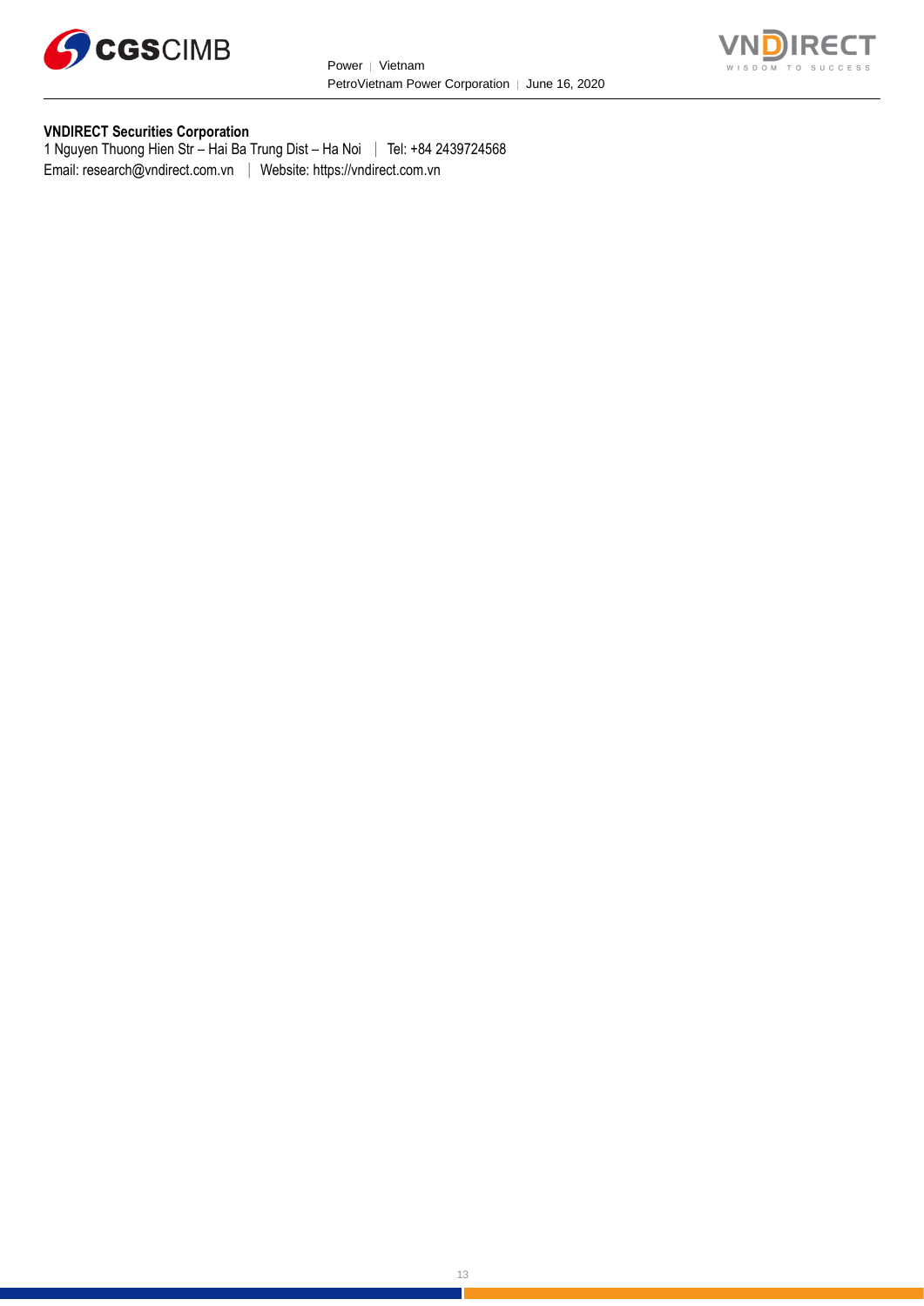**VNDIRECT Securities Corporation**

1 Nguyen Thuong Hien Str – Hai Ba Trung Dist – Ha Noi | Tel: +84 2439724568

Email: research@vndirect.com.vn | Website: https://vndirect.com.vn